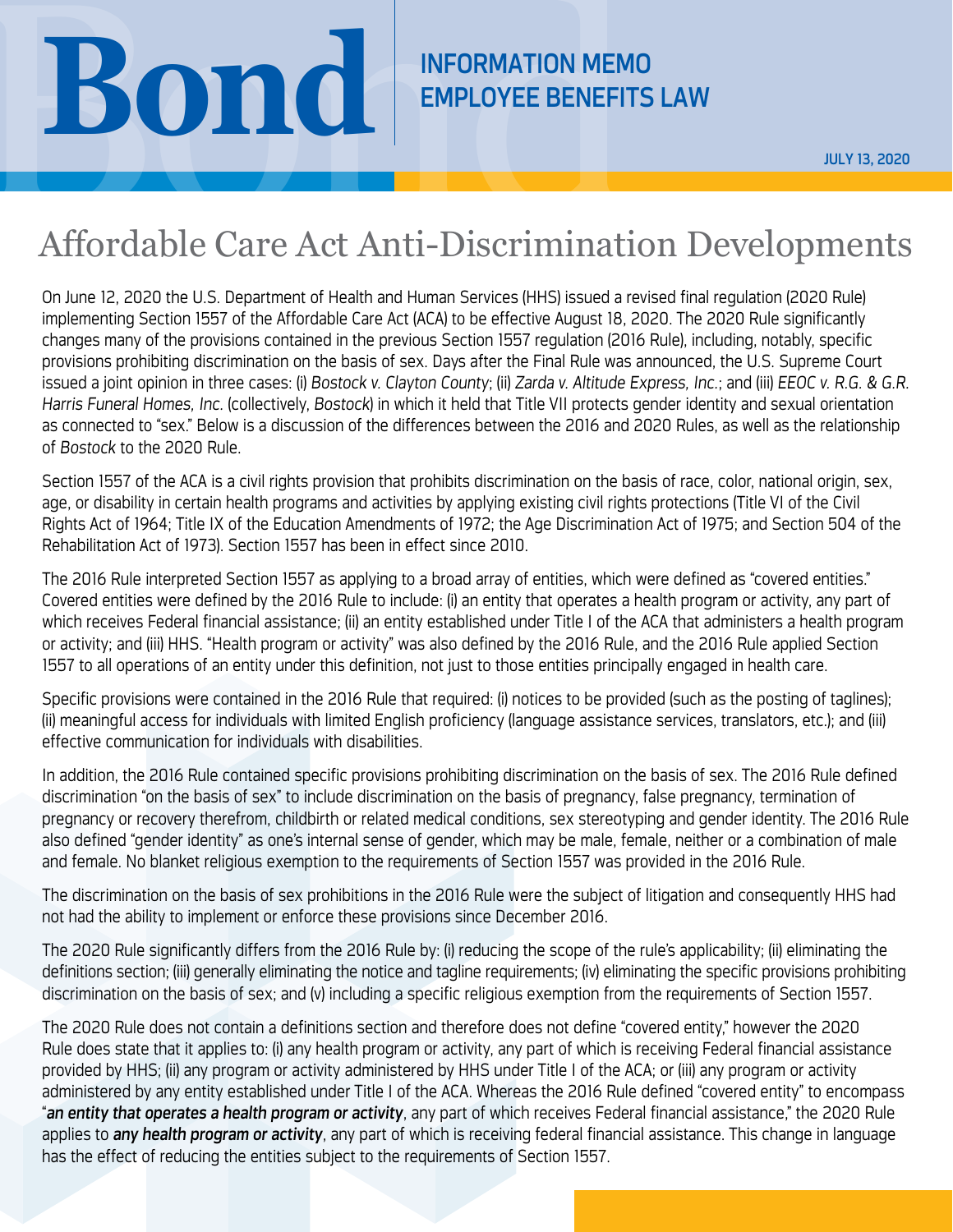**Bond**

**INFORMATION MEMO**
**EMPLOYEE BENEFITS LAW**

JULY 13, 2020

# Affordable Care Act Anti-Discrimination Developments

On June 12, 2020 the U.S. Department of Health and Human Services (HHS) issued a revised final regulation (2020 Rule) implementing Section 1557 of the Affordable Care Act (ACA) to be effective August 18, 2020. The 2020 Rule significantly changes many of the provisions contained in the previous Section 1557 regulation (2016 Rule), including, notably, specific provisions prohibiting discrimination on the basis of sex. Days after the Final Rule was announced, the U.S. Supreme Court issued a joint opinion in three cases: (i) *Bostock v. Clayton County*; (ii) *Zarda v. Altitude Express, Inc.*; and (iii) *EEOC v. R.G. & G.R. Harris Funeral Homes, Inc.* (collectively, *Bostock*) in which it held that Title VII protects gender identity and sexual orientation as connected to "sex." Below is a discussion of the differences between the 2016 and 2020 Rules, as well as the relationship of *Bostock* to the 2020 Rule.

Section 1557 of the ACA is a civil rights provision that prohibits discrimination on the basis of race, color, national origin, sex, age, or disability in certain health programs and activities by applying existing civil rights protections (Title VI of the Civil Rights Act of 1964; Title IX of the Education Amendments of 1972; the Age Discrimination Act of 1975; and Section 504 of the Rehabilitation Act of 1973). Section 1557 has been in effect since 2010.

The 2016 Rule interpreted Section 1557 as applying to a broad array of entities, which were defined as "covered entities." Covered entities were defined by the 2016 Rule to include: (i) an entity that operates a health program or activity, any part of which receives Federal financial assistance; (ii) an entity established under Title I of the ACA that administers a health program or activity; and (iii) HHS. "Health program or activity" was also defined by the 2016 Rule, and the 2016 Rule applied Section 1557 to all operations of an entity under this definition, not just to those entities principally engaged in health care.

Specific provisions were contained in the 2016 Rule that required: (i) notices to be provided (such as the posting of taglines); (ii) meaningful access for individuals with limited English proficiency (language assistance services, translators, etc.); and (iii) effective communication for individuals with disabilities.

In addition, the 2016 Rule contained specific provisions prohibiting discrimination on the basis of sex. The 2016 Rule defined discrimination "on the basis of sex" to include discrimination on the basis of pregnancy, false pregnancy, termination of pregnancy or recovery therefrom, childbirth or related medical conditions, sex stereotyping and gender identity. The 2016 Rule also defined "gender identity" as one's internal sense of gender, which may be male, female, neither or a combination of male and female. No blanket religious exemption to the requirements of Section 1557 was provided in the 2016 Rule.

The discrimination on the basis of sex prohibitions in the 2016 Rule were the subject of litigation and consequently HHS had not had the ability to implement or enforce these provisions since December 2016.

The 2020 Rule significantly differs from the 2016 Rule by: (i) reducing the scope of the rule's applicability; (ii) eliminating the definitions section; (iii) generally eliminating the notice and tagline requirements; (iv) eliminating the specific provisions prohibiting discrimination on the basis of sex; and (v) including a specific religious exemption from the requirements of Section 1557.

The 2020 Rule does not contain a definitions section and therefore does not define "covered entity," however the 2020 Rule does state that it applies to: (i) any health program or activity, any part of which is receiving Federal financial assistance provided by HHS; (ii) any program or activity administered by HHS under Title I of the ACA; or (iii) any program or activity administered by any entity established under Title I of the ACA. Whereas the 2016 Rule defined "covered entity" to encompass "***an entity that operates a health program or activity***, any part of which receives Federal financial assistance," the 2020 Rule applies to ***any health program or activity***, any part of which is receiving federal financial assistance. This change in language has the effect of reducing the entities subject to the requirements of Section 1557.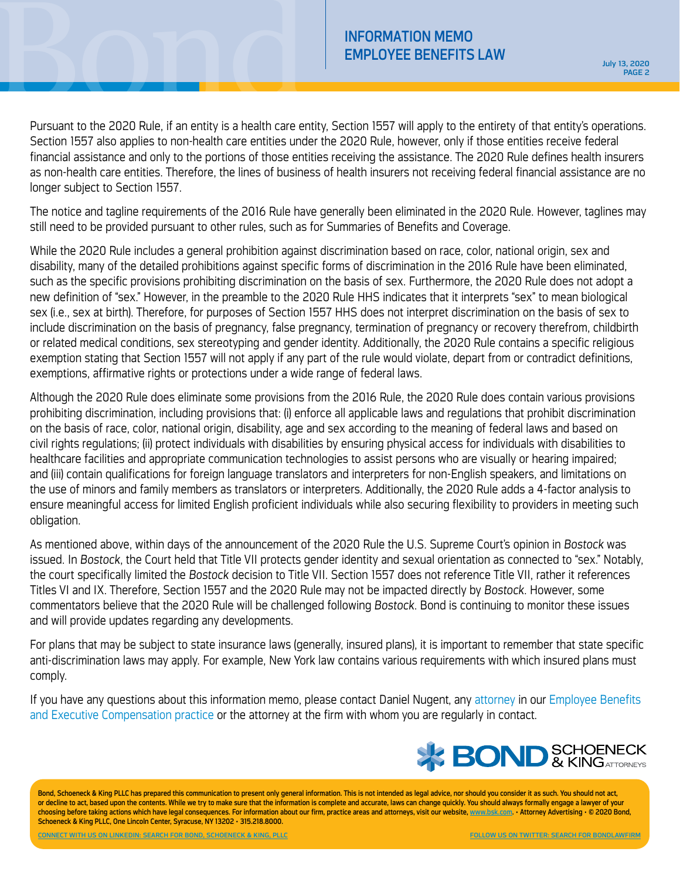Pursuant to the 2020 Rule, if an entity is a health care entity, Section 1557 will apply to the entirety of that entity's operations. Section 1557 also applies to non-health care entities under the 2020 Rule, however, only if those entities receive federal financial assistance and only to the portions of those entities receiving the assistance. The 2020 Rule defines health insurers as non-health care entities. Therefore, the lines of business of health insurers not receiving federal financial assistance are no longer subject to Section 1557.

The notice and tagline requirements of the 2016 Rule have generally been eliminated in the 2020 Rule. However, taglines may still need to be provided pursuant to other rules, such as for Summaries of Benefits and Coverage.

While the 2020 Rule includes a general prohibition against discrimination based on race, color, national origin, sex and disability, many of the detailed prohibitions against specific forms of discrimination in the 2016 Rule have been eliminated, such as the specific provisions prohibiting discrimination on the basis of sex. Furthermore, the 2020 Rule does not adopt a new definition of "sex." However, in the preamble to the 2020 Rule HHS indicates that it interprets "sex" to mean biological sex (i.e., sex at birth). Therefore, for purposes of Section 1557 HHS does not interpret discrimination on the basis of sex to include discrimination on the basis of pregnancy, false pregnancy, termination of pregnancy or recovery therefrom, childbirth or related medical conditions, sex stereotyping and gender identity. Additionally, the 2020 Rule contains a specific religious exemption stating that Section 1557 will not apply if any part of the rule would violate, depart from or contradict definitions, exemptions, affirmative rights or protections under a wide range of federal laws.

Although the 2020 Rule does eliminate some provisions from the 2016 Rule, the 2020 Rule does contain various provisions prohibiting discrimination, including provisions that: (i) enforce all applicable laws and regulations that prohibit discrimination on the basis of race, color, national origin, disability, age and sex according to the meaning of federal laws and based on civil rights regulations; (ii) protect individuals with disabilities by ensuring physical access for individuals with disabilities to healthcare facilities and appropriate communication technologies to assist persons who are visually or hearing impaired; and (iii) contain qualifications for foreign language translators and interpreters for non-English speakers, and limitations on the use of minors and family members as translators or interpreters. Additionally, the 2020 Rule adds a 4-factor analysis to ensure meaningful access for limited English proficient individuals while also securing flexibility to providers in meeting such obligation.

As mentioned above, within days of the announcement of the 2020 Rule the U.S. Supreme Court's opinion in *Bostock* was issued. In *Bostock*, the Court held that Title VII protects gender identity and sexual orientation as connected to "sex." Notably, the court specifically limited the *Bostock* decision to Title VII. Section 1557 does not reference Title VII, rather it references Titles VI and IX. Therefore, Section 1557 and the 2020 Rule may not be impacted directly by *Bostock*. However, some commentators believe that the 2020 Rule will be challenged following *Bostock*. Bond is continuing to monitor these issues and will provide updates regarding any developments.

For plans that may be subject to state insurance laws (generally, insured plans), it is important to remember that state specific anti-discrimination laws may apply. For example, New York law contains various requirements with which insured plans must comply.

If you have any questions about this information memo, please contact Daniel Nugent, any attorney in our Employee Benefits and Executive Compensation practice or the attorney at the firm with whom you are regularly in contact.

**BOND SCHOENECK & KING ATTORNEYS**

Bond, Schoeneck & King PLLC has prepared this communication to present only general information. This is not intended as legal advice, nor should you consider it as such. You should not act, or decline to act, based upon the contents. While we try to make sure that the information is complete and accurate, laws can change quickly. You should always formally engage a lawyer of your choosing before taking actions which have legal consequences. For information about our firm, practice areas and attorneys, visit our website, www.bsk.com. • Attorney Advertising • © 2020 Bond, Schoeneck & King PLLC, One Lincoln Center, Syracuse, NY 13202 • 315.218.8000.

CONNECT WITH US ON LINKEDIN: SEARCH FOR BOND, SCHOENECK & KING, PLLC

FOLLOW US ON TWITTER: SEARCH FOR BONDLAWFIRM